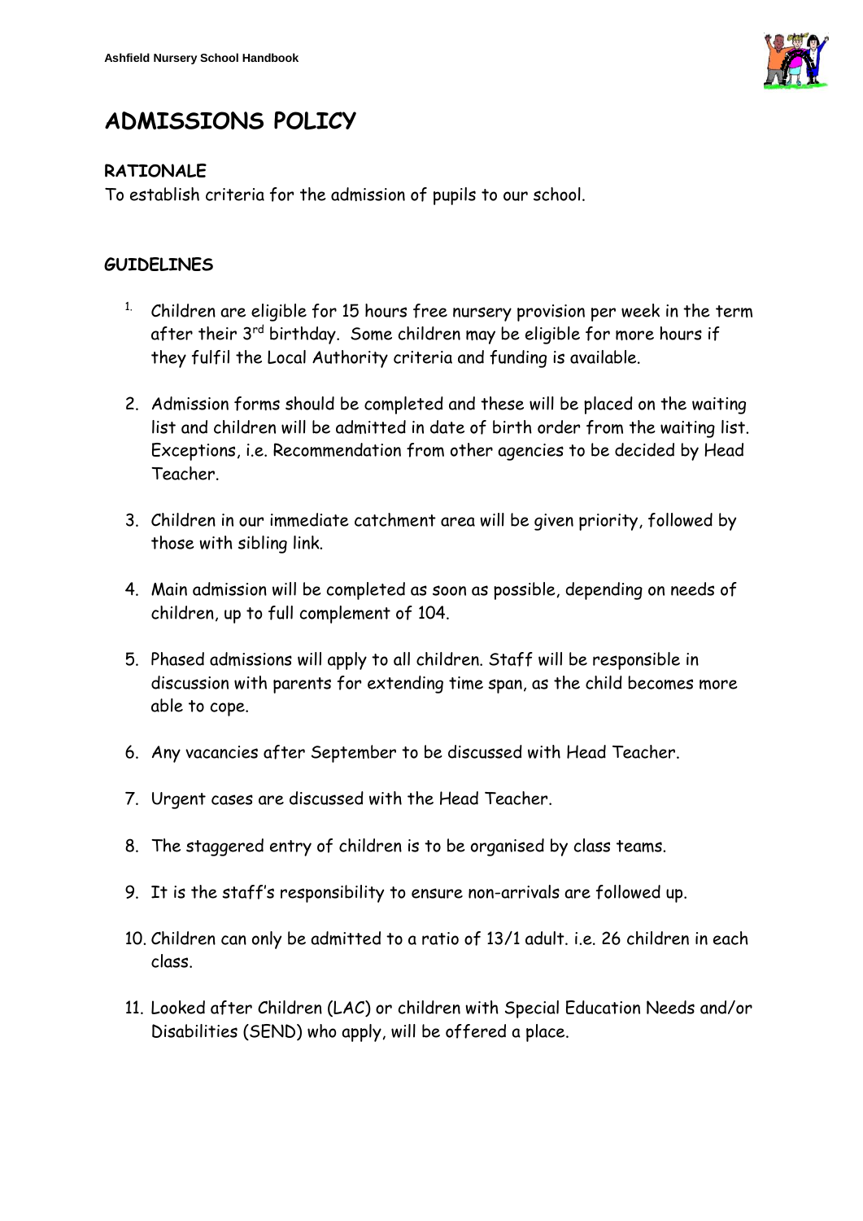# ADMISSIONS POLICY

## RATIONALE

To establish criteria for the admission of pupils to our school.

## GUIDELINES

1. Children are eligible for 15 hours free nursery provision per week in the term after their 3rd birthday. Some children may be eligible for more hours if they fulfil the Local Authority criteria and funding is available.

2. Admission forms should be completed and these will be placed on the waiting list and children will be admitted in date of birth order from the waiting list. Exceptions, i.e. Recommendation from other agencies to be decided by Head Teacher.

3. Children in our immediate catchment area will be given priority, followed by those with sibling link.

4. Main admission will be completed as soon as possible, depending on needs of children, up to full complement of 104.

5. Phased admissions will apply to all children. Staff will be responsible in discussion with parents for extending time span, as the child becomes more able to cope.

6. Any vacancies after September to be discussed with Head Teacher.

7. Urgent cases are discussed with the Head Teacher.

8. The staggered entry of children is to be organised by class teams.

9. It is the staff's responsibility to ensure non-arrivals are followed up.

10. Children can only be admitted to a ratio of 13/1 adult. i.e. 26 children in each class.

11. Looked after Children (LAC) or children with Special Education Needs and/or Disabilities (SEND) who apply, will be offered a place.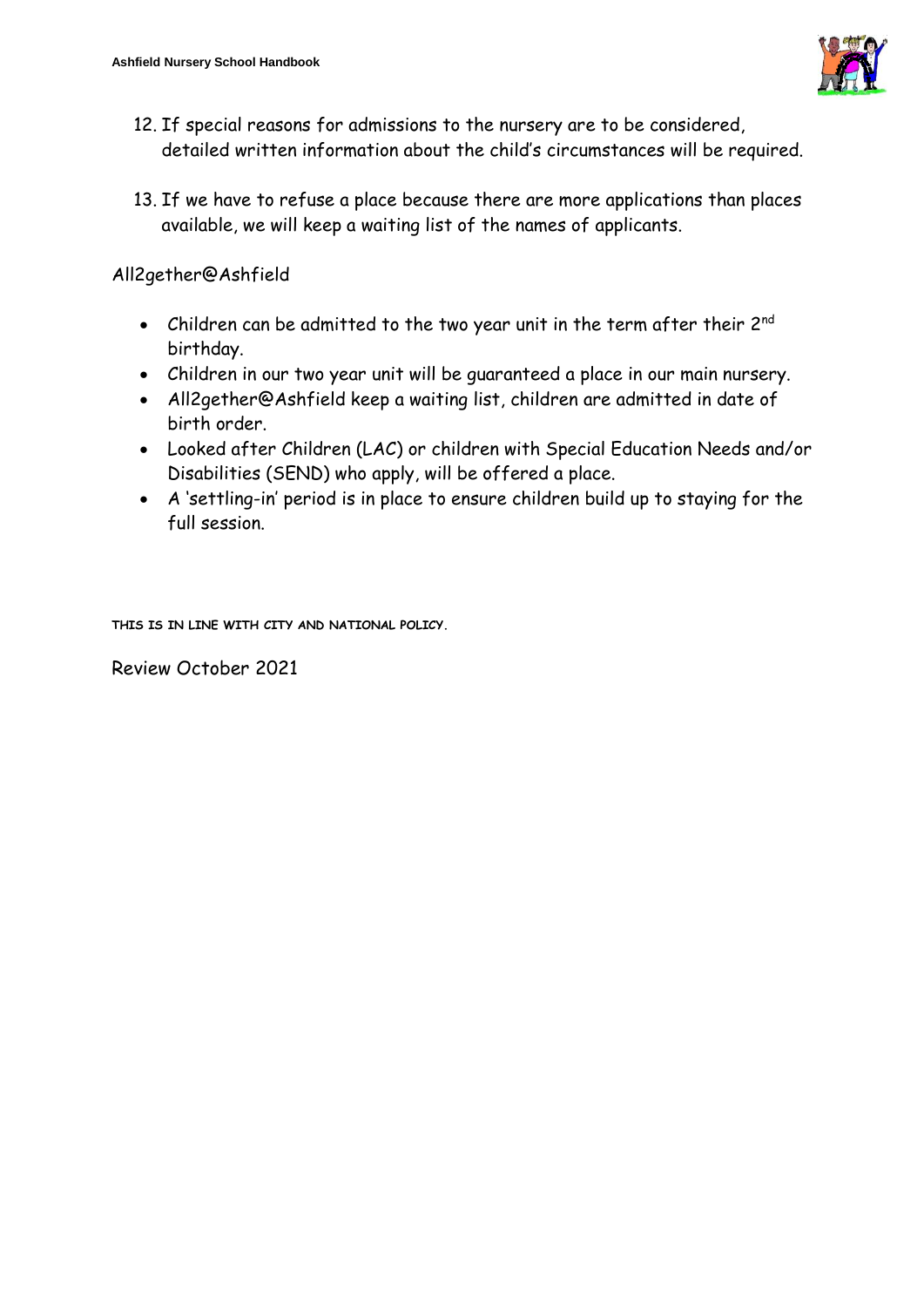12. If special reasons for admissions to the nursery are to be considered, detailed written information about the child's circumstances will be required.

13. If we have to refuse a place because there are more applications than places available, we will keep a waiting list of the names of applicants.

All2gether@Ashfield

- Children can be admitted to the two year unit in the term after their 2nd birthday.
- Children in our two year unit will be guaranteed a place in our main nursery.
- All2gether@Ashfield keep a waiting list, children are admitted in date of birth order.
- Looked after Children (LAC) or children with Special Education Needs and/or Disabilities (SEND) who apply, will be offered a place.
- A 'settling-in' period is in place to ensure children build up to staying for the full session.

**THIS IS IN LINE WITH CITY AND NATIONAL POLICY.**

Review October 2021